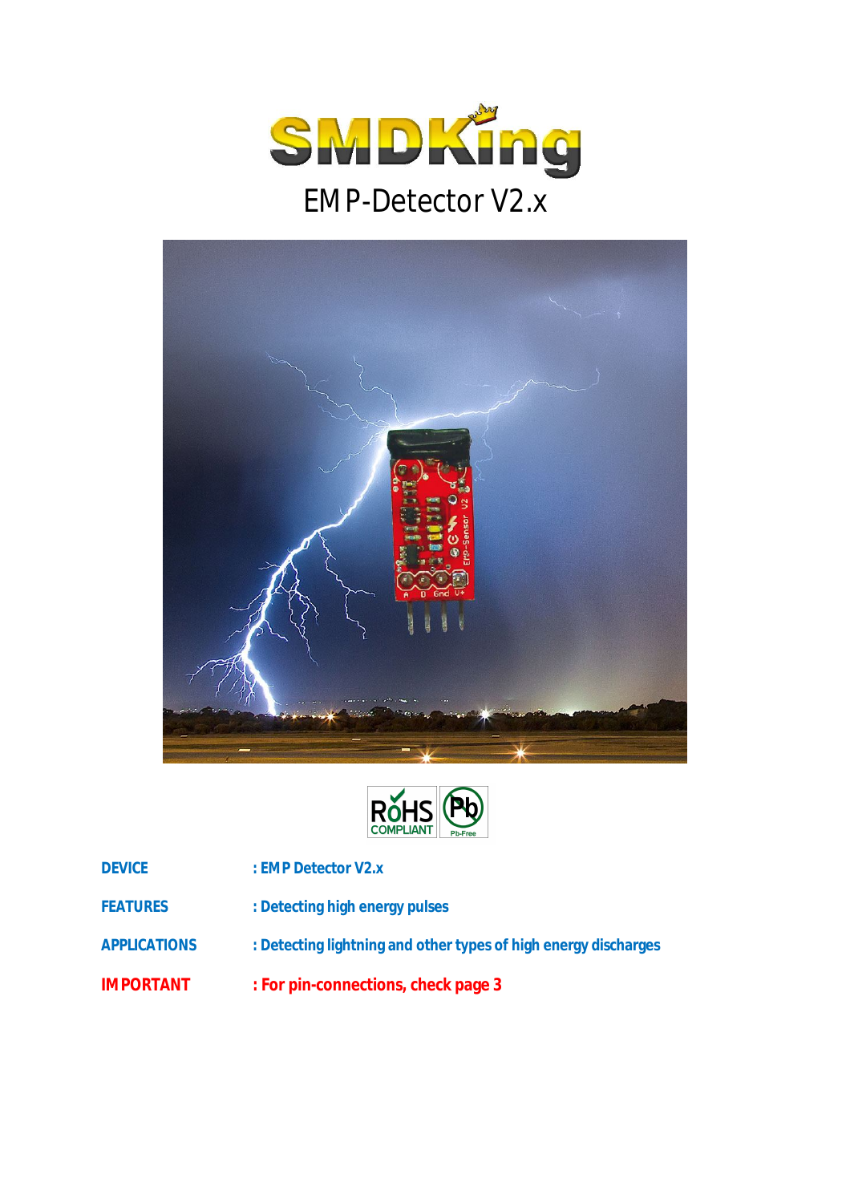# SMDKing

## EMP-Detector V2.x

RoHS COMPLIANT Pb-Free

**DEVICE** : EMP Detector V2.x

**FEATURES** : Detecting high energy pulses

**APPLICATIONS** : Detecting lightning and other types of high energy discharges

**IMPORTANT** : For pin-connections, check page 3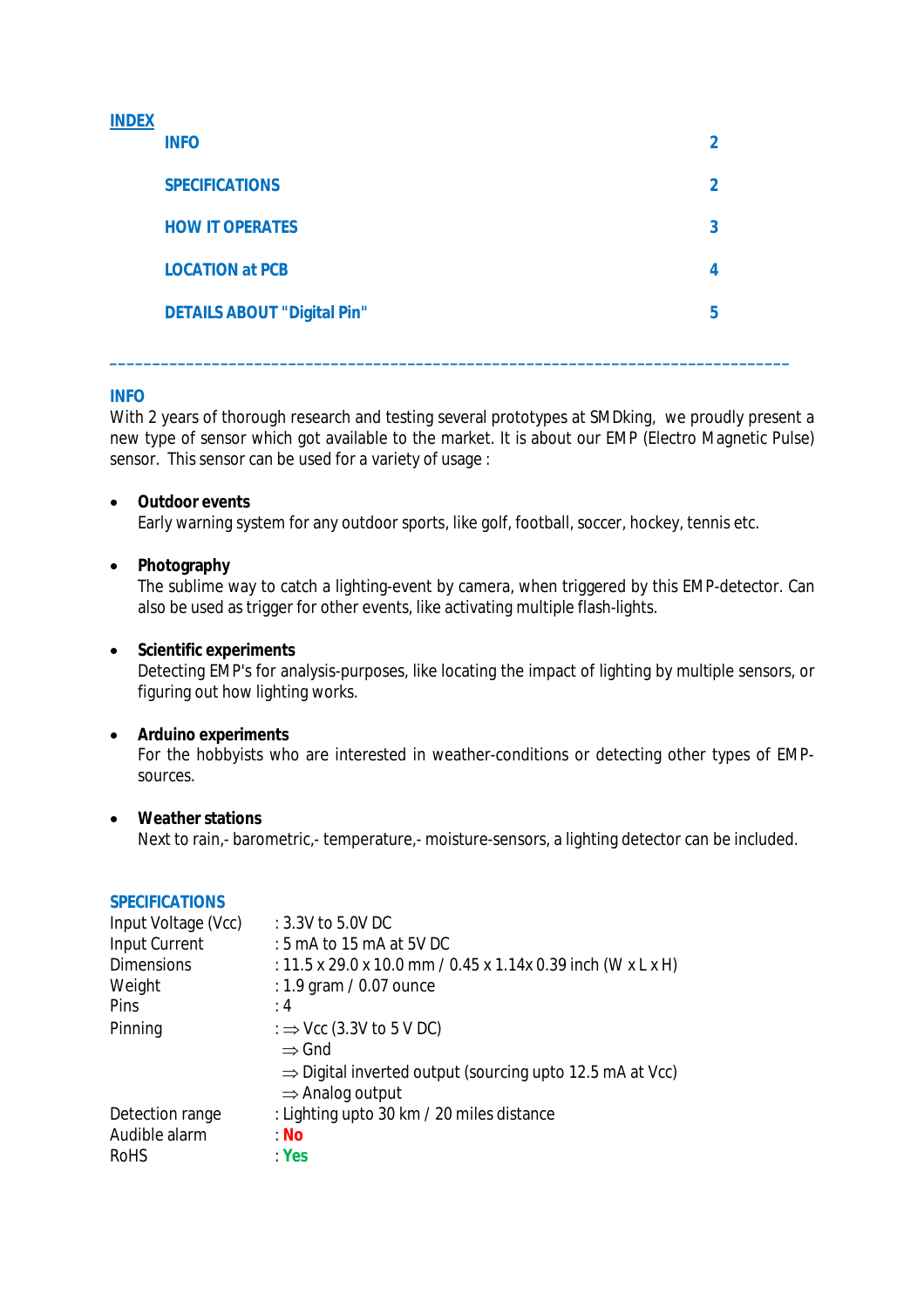## INDEX

| | |
|---|---|
| INFO | 2 |
| SPECIFICATIONS | 2 |
| HOW IT OPERATES | 3 |
| LOCATION at PCB | 4 |
| DETAILS ABOUT "Digital Pin" | 5 |

---

## INFO

With 2 years of thorough research and testing several prototypes at SMDking, we proudly present a new type of sensor which got available to the market. It is about our EMP (Electro Magnetic Pulse) sensor. This sensor can be used for a variety of usage :

- **Outdoor events**
  Early warning system for any outdoor sports, like golf, football, soccer, hockey, tennis etc.

- **Photography**
  The sublime way to catch a lighting-event by camera, when triggered by this EMP-detector. Can also be used as trigger for other events, like activating multiple flash-lights.

- **Scientific experiments**
  Detecting EMP's for analysis-purposes, like locating the impact of lighting by multiple sensors, or figuring out how lighting works.

- **Arduino experiments**
  For the hobbyists who are interested in weather-conditions or detecting other types of EMP-sources.

- **Weather stations**
  Next to rain,- barometric,- temperature,- moisture-sensors, a lighting detector can be included.

## SPECIFICATIONS

| | |
|---|---|
| Input Voltage (Vcc) | : 3.3V to 5.0V DC |
| Input Current | : 5 mA to 15 mA at 5V DC |
| Dimensions | : 11.5 x 29.0 x 10.0 mm / 0.45 x 1.14x 0.39 inch (W x L x H) |
| Weight | : 1.9 gram / 0.07 ounce |
| Pins | : 4 |
| Pinning | : ⇒ Vcc (3.3V to 5 V DC)<br>⇒ Gnd<br>⇒ Digital inverted output (sourcing upto 12.5 mA at Vcc)<br>⇒ Analog output |
| Detection range | : Lighting upto 30 km / 20 miles distance |
| Audible alarm | : **No** |
| RoHS | : **Yes** |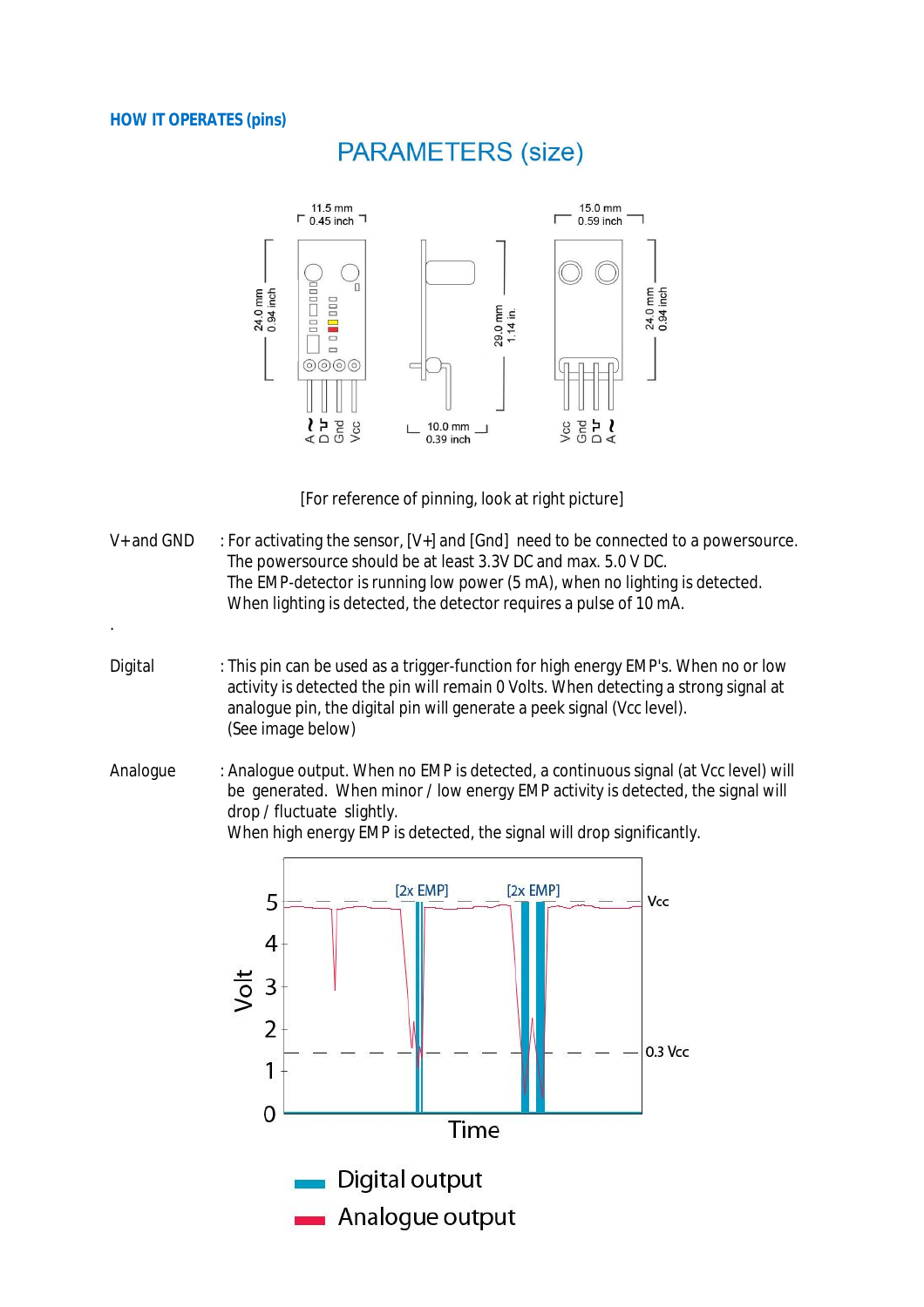**HOW IT OPERATES (pins)**

## PARAMETERS (size)

11.5 mm
0.45 inch

24.0 mm
0.94 inch

29.0 mm
1.14 in.

10.0 mm
0.39 inch

15.0 mm
0.59 inch

24.0 mm
0.94 inch

A ~ D ꟷ Gnd Vcc

Vcc Gnd D ꟷ A ~

[For reference of pinning, look at right picture]

V+ and GND : For activating the sensor, [V+] and [Gnd] need to be connected to a powersource. The powersource should be at least 3.3V DC and max. 5.0 V DC. The EMP-detector is running low power (5 mA), when no lighting is detected. When lighting is detected, the detector requires a pulse of 10 mA.

.

Digital : This pin can be used as a trigger-function for high energy EMP's. When no or low activity is detected the pin will remain 0 Volts. When detecting a strong signal at analogue pin, the digital pin will generate a peek signal (Vcc level). (See image below)

Analogue : Analogue output. When no EMP is detected, a continuous signal (at Vcc level) will be generated. When minor / low energy EMP activity is detected, the signal will drop / fluctuate slightly. When high energy EMP is detected, the signal will drop significantly.

[2x EMP] [2x EMP]

Vcc

0.3 Vcc

Volt

Time

Digital output

Analogue output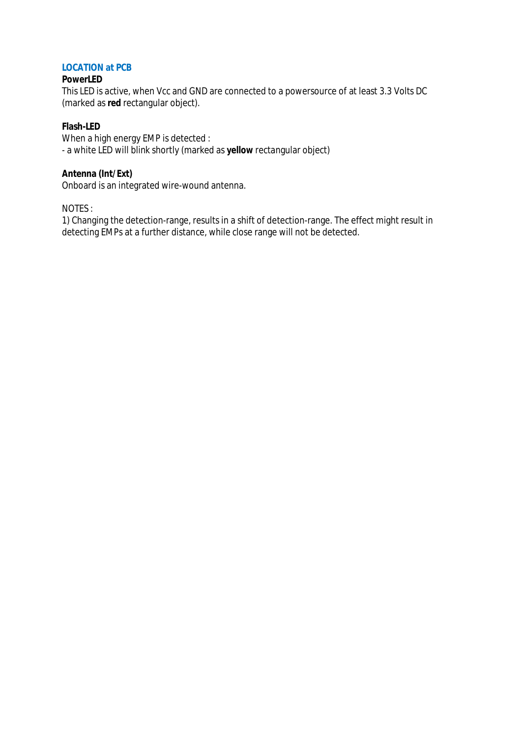## LOCATION at PCB

**PowerLED**

This LED is active, when Vcc and GND are connected to a powersource of at least 3.3 Volts DC (marked as **red** rectangular object).

**Flash-LED**

When a high energy EMP is detected :
- a white LED will blink shortly (marked as **yellow** rectangular object)

**Antenna (Int/Ext)**

Onboard is an integrated wire-wound antenna.

NOTES :

1) Changing the detection-range, results in a shift of detection-range. The effect might result in detecting EMPs at a further distance, while close range will not be detected.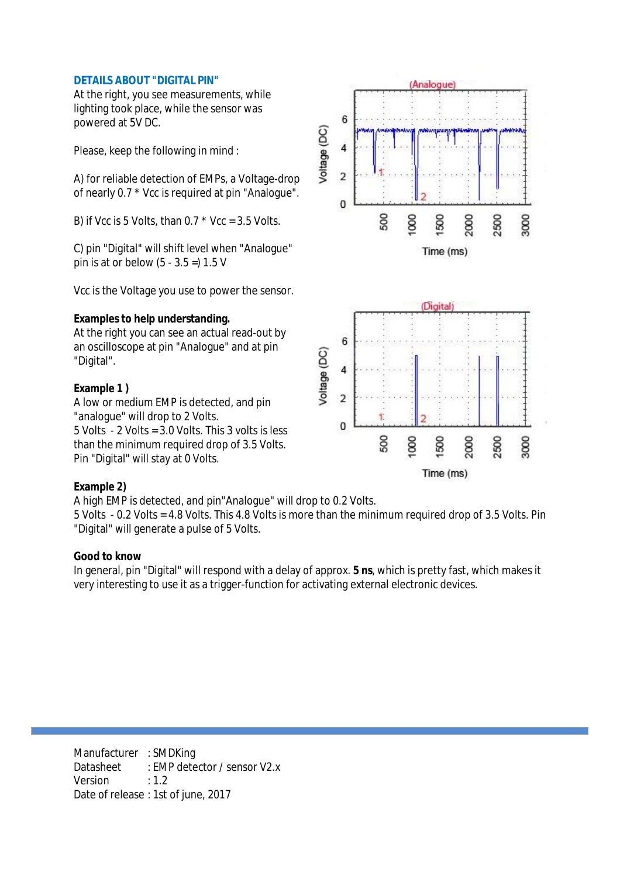### DETAILS ABOUT "DIGITAL PIN"

At the right, you see measurements, while lighting took place, while the sensor was powered at 5V DC.

Please, keep the following in mind :

A) for reliable detection of EMPs, a Voltage-drop of nearly 0.7 * Vcc is required at pin "Analogue".

B) if Vcc is 5 Volts, than 0.7 * Vcc = 3.5 Volts.

C) pin "Digital" will shift level when "Analogue" pin is at or below (5 - 3.5 =) 1.5 V

Vcc is the Voltage you use to power the sensor.

(Analogue)
Voltage (DC)
0
2
4
6
1
2
500
1000
1500
2000
2500
3000
Time (ms)

(Digital)
Voltage (DC)
0
2
4
6
1
2
500
1000
1500
2000
2500
3000
Time (ms)

**Examples to help understanding.**

At the right you can see an actual read-out by an oscilloscope at pin "Analogue" and at pin "Digital".

**Example 1 )**

A low or medium EMP is detected, and pin "analogue" will drop to 2 Volts.
5 Volts - 2 Volts = 3.0 Volts. This 3 volts is less than the minimum required drop of 3.5 Volts.
Pin "Digital" will stay at 0 Volts.

**Example 2)**

A high EMP is detected, and pin"Analogue" will drop to 0.2 Volts.
5 Volts - 0.2 Volts = 4.8 Volts. This 4.8 Volts is more than the minimum required drop of 3.5 Volts. Pin "Digital" will generate a pulse of 5 Volts.

**Good to know**

In general, pin "Digital" will respond with a delay of approx. **5 ns**, which is pretty fast, which makes it very interesting to use it as a trigger-function for activating external electronic devices.

Manufacturer : SMDKing
Datasheet : EMP detector / sensor V2.x
Version : 1.2
Date of release : 1st of june, 2017